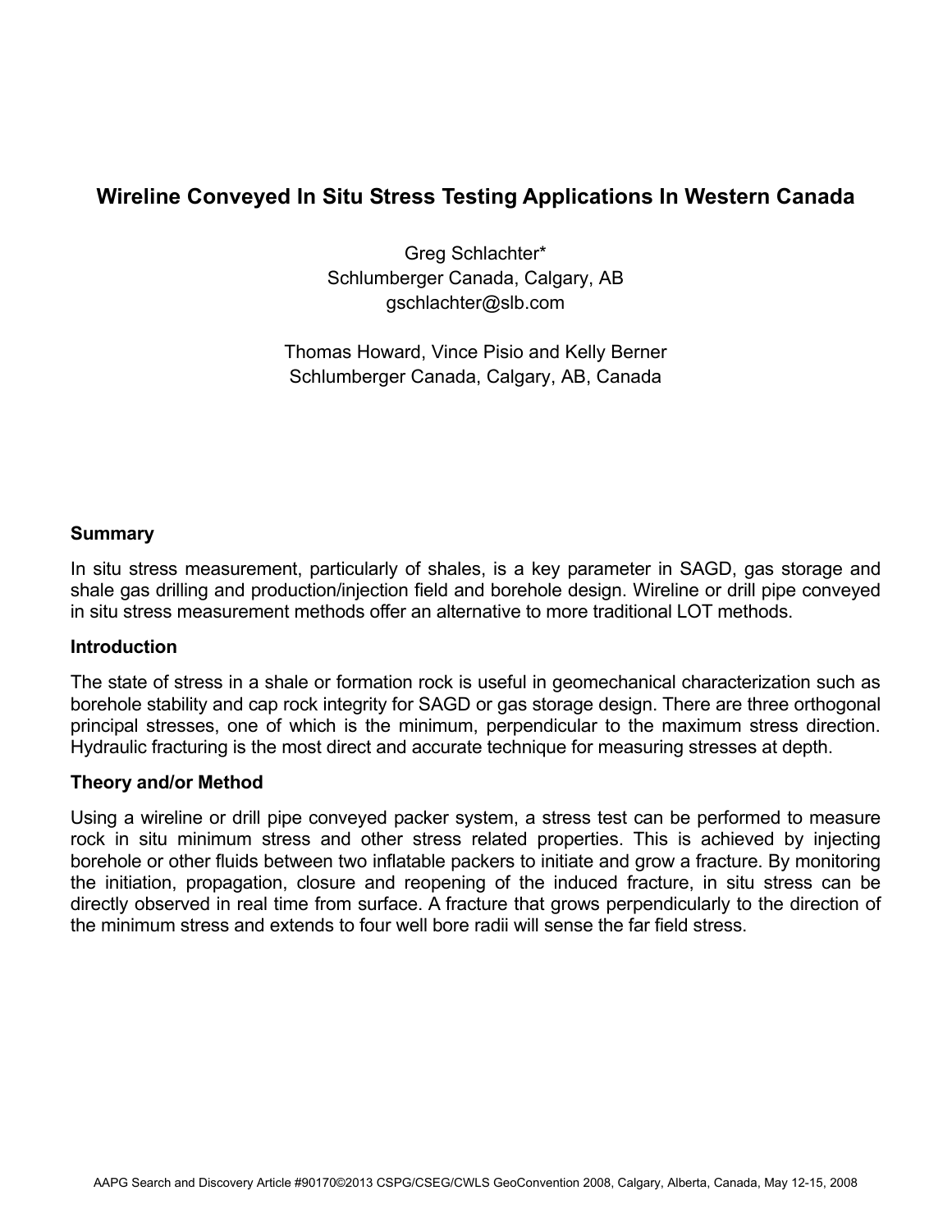# Wireline Conveyed In Situ Stress Testing Applications In Western Canada

Greg Schlachter*
Schlumberger Canada, Calgary, AB
gschlachter@slb.com

Thomas Howard, Vince Pisio and Kelly Berner
Schlumberger Canada, Calgary, AB, Canada

## Summary

In situ stress measurement, particularly of shales, is a key parameter in SAGD, gas storage and shale gas drilling and production/injection field and borehole design. Wireline or drill pipe conveyed in situ stress measurement methods offer an alternative to more traditional LOT methods.

## Introduction

The state of stress in a shale or formation rock is useful in geomechanical characterization such as borehole stability and cap rock integrity for SAGD or gas storage design. There are three orthogonal principal stresses, one of which is the minimum, perpendicular to the maximum stress direction. Hydraulic fracturing is the most direct and accurate technique for measuring stresses at depth.

## Theory and/or Method

Using a wireline or drill pipe conveyed packer system, a stress test can be performed to measure rock in situ minimum stress and other stress related properties. This is achieved by injecting borehole or other fluids between two inflatable packers to initiate and grow a fracture. By monitoring the initiation, propagation, closure and reopening of the induced fracture, in situ stress can be directly observed in real time from surface. A fracture that grows perpendicularly to the direction of the minimum stress and extends to four well bore radii will sense the far field stress.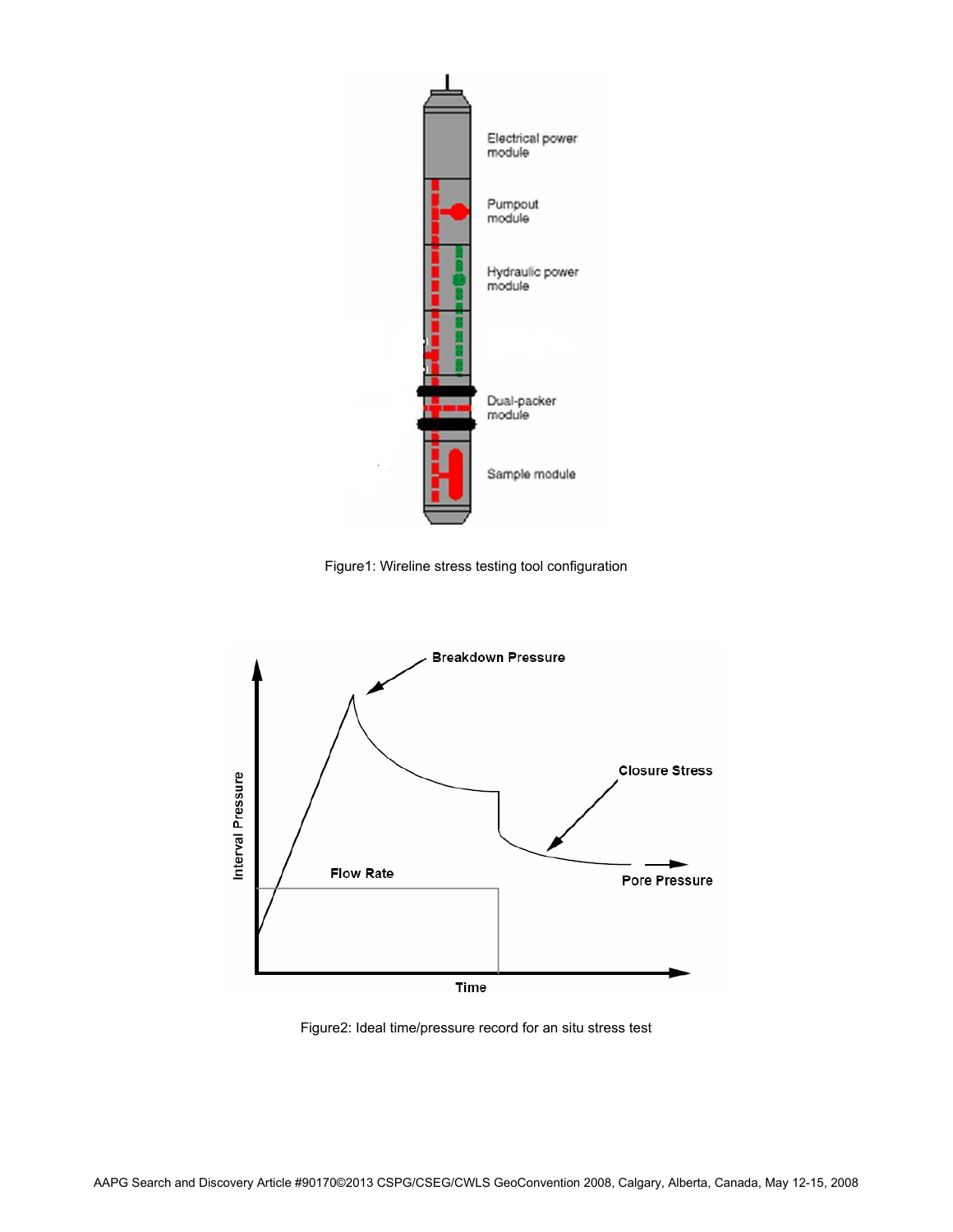Figure1: Wireline stress testing tool configuration

Figure2: Ideal time/pressure record for an situ stress test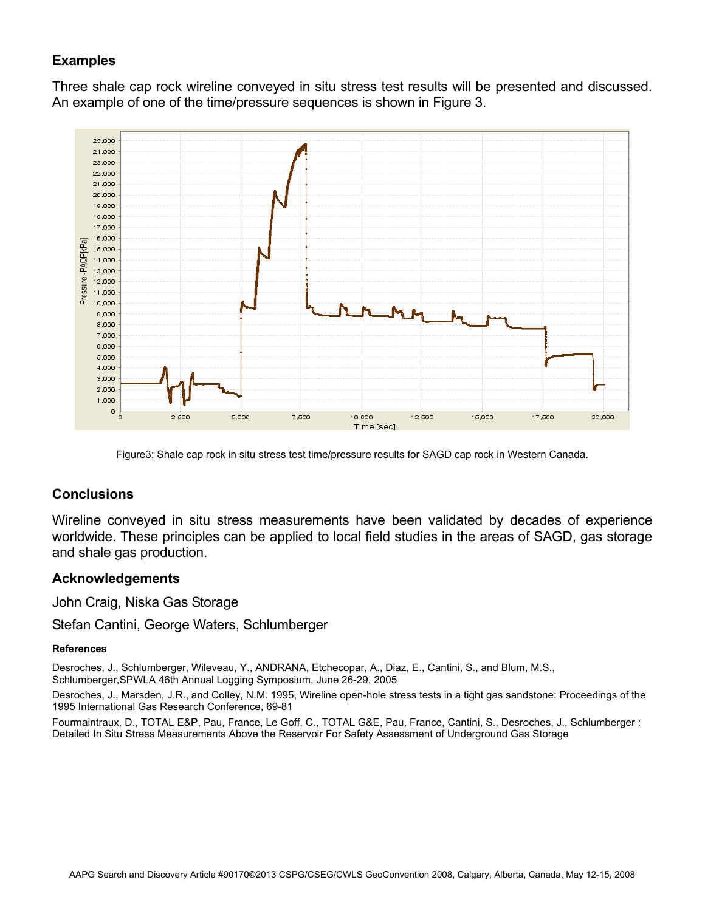## Examples

Three shale cap rock wireline conveyed in situ stress test results will be presented and discussed. An example of one of the time/pressure sequences is shown in Figure 3.

Pressure -PAQP[kPa]

25,000
24,000
23,000
22,000
21,000
20,000
19,000
18,000
17,000
16,000
15,000
14,000
13,000
12,000
11,000
10,000
9,000
8,000
7,000
6,000
5,000
4,000
3,000
2,000
1,000
0

0
2,500
5,000
7,500
10,000
12,500
15,000
17,500
20,000

Time [sec]

Figure3: Shale cap rock in situ stress test time/pressure results for SAGD cap rock in Western Canada.

## Conclusions

Wireline conveyed in situ stress measurements have been validated by decades of experience worldwide. These principles can be applied to local field studies in the areas of SAGD, gas storage and shale gas production.

## Acknowledgements

John Craig, Niska Gas Storage

Stefan Cantini, George Waters, Schlumberger

#### References

Desroches, J., Schlumberger, Wileveau, Y., ANDRANA, Etchecopar, A., Diaz, E., Cantini, S., and Blum, M.S., Schlumberger,SPWLA 46th Annual Logging Symposium, June 26-29, 2005

Desroches, J., Marsden, J.R., and Colley, N.M. 1995, Wireline open-hole stress tests in a tight gas sandstone: Proceedings of the 1995 International Gas Research Conference, 69-81

Fourmaintraux, D., TOTAL E&P, Pau, France, Le Goff, C., TOTAL G&E, Pau, France, Cantini, S., Desroches, J., Schlumberger : Detailed In Situ Stress Measurements Above the Reservoir For Safety Assessment of Underground Gas Storage